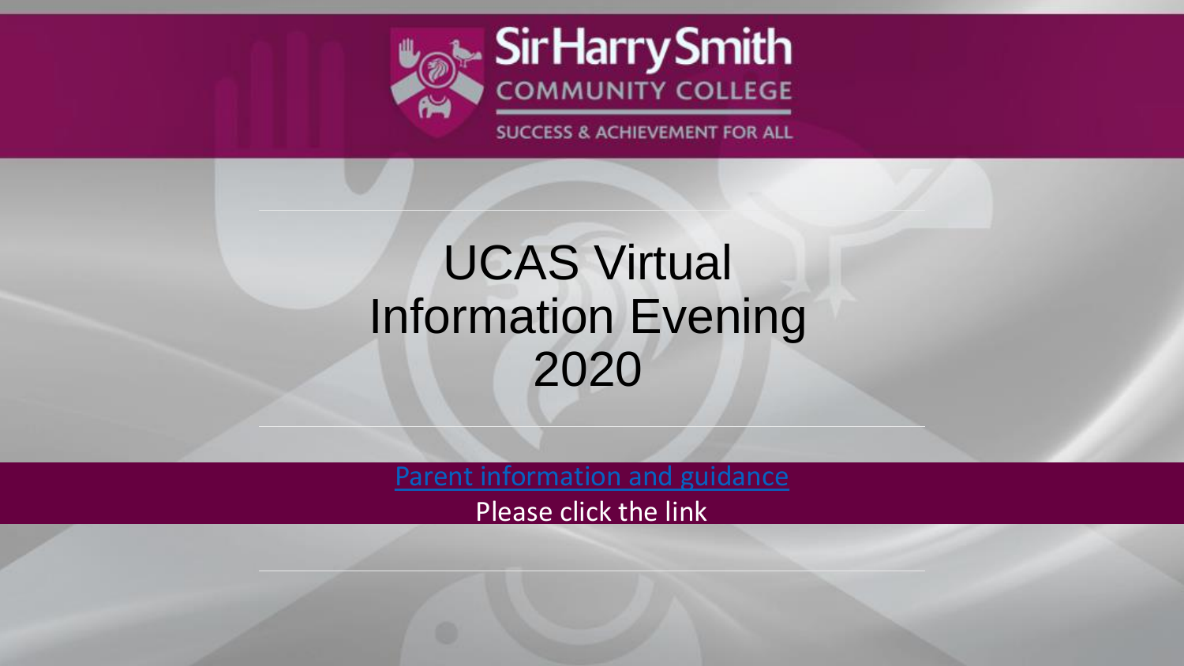Sir Harry Smith

COMMUNITY COLLEGE

SUCCESS & ACHIEVEMENT FOR ALL

# UCAS Virtual Information Evening 2020

Parent information and guidance

Please click the link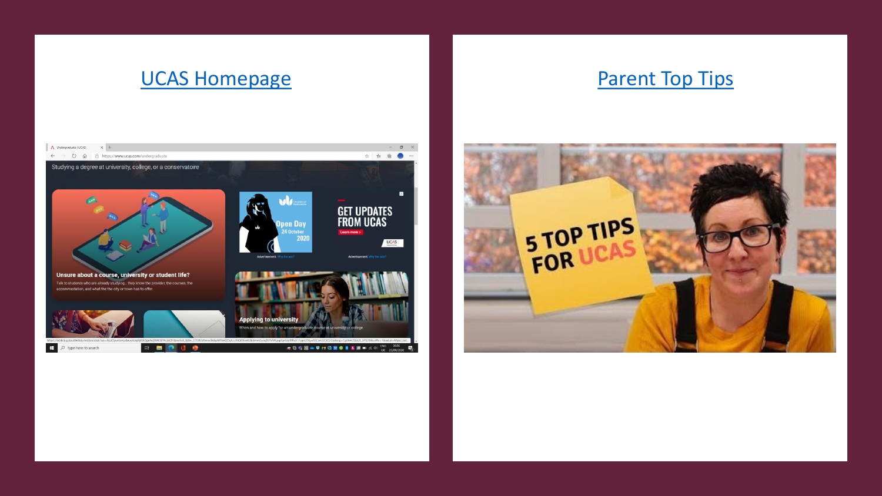[UCAS Homepage]

[Parent Top Tips]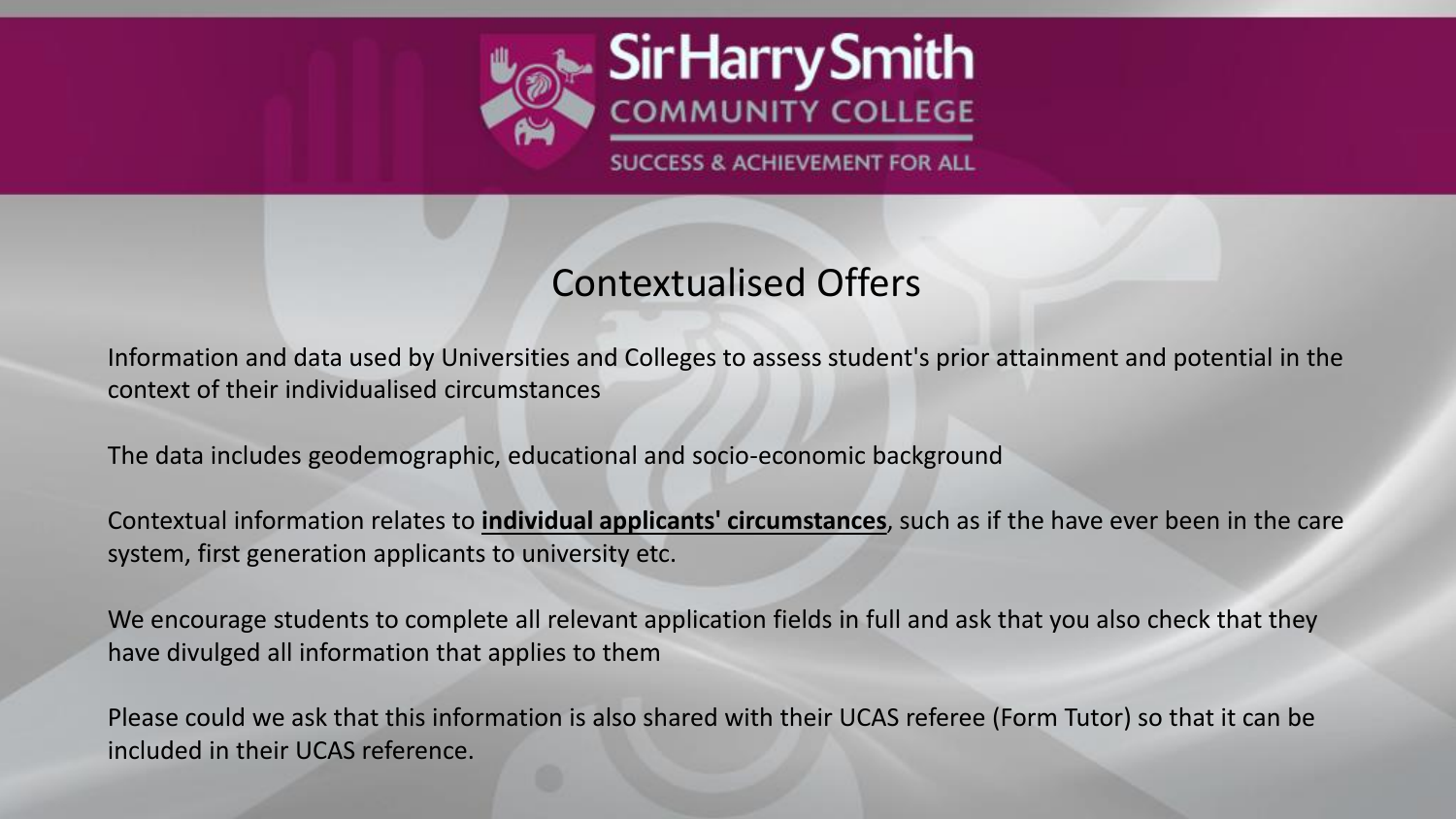Sir Harry Smith COMMUNITY COLLEGE

SUCCESS & ACHIEVEMENT FOR ALL

# Contextualised Offers

Information and data used by Universities and Colleges to assess student's prior attainment and potential in the context of their individualised circumstances

The data includes geodemographic, educational and socio-economic background

Contextual information relates to **individual applicants' circumstances**, such as if the have ever been in the care system, first generation applicants to university etc.

We encourage students to complete all relevant application fields in full and ask that you also check that they have divulged all information that applies to them

Please could we ask that this information is also shared with their UCAS referee (Form Tutor) so that it can be included in their UCAS reference.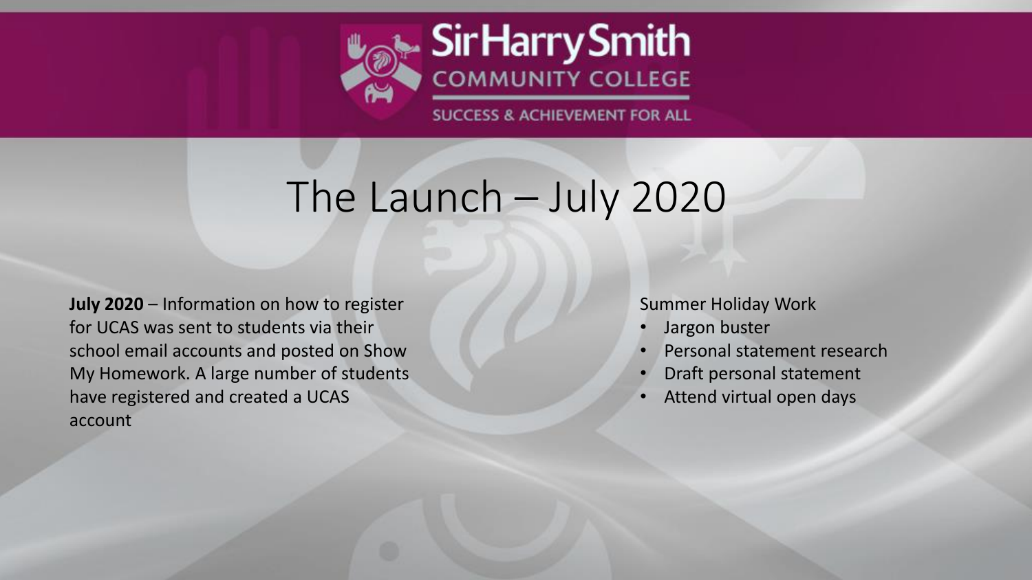# The Launch – July 2020

**July 2020** – Information on how to register for UCAS was sent to students via their school email accounts and posted on Show My Homework. A large number of students have registered and created a UCAS account

Summer Holiday Work

- Jargon buster
- Personal statement research
- Draft personal statement
- Attend virtual open days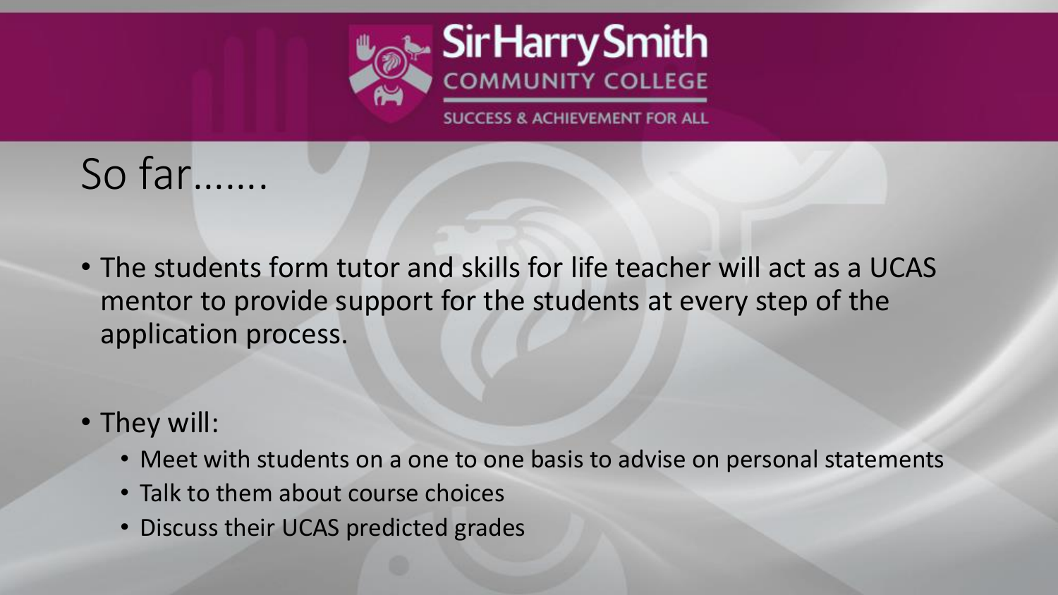# So far…….

- The students form tutor and skills for life teacher will act as a UCAS mentor to provide support for the students at every step of the application process.

- They will:
  - Meet with students on a one to one basis to advise on personal statements
  - Talk to them about course choices
  - Discuss their UCAS predicted grades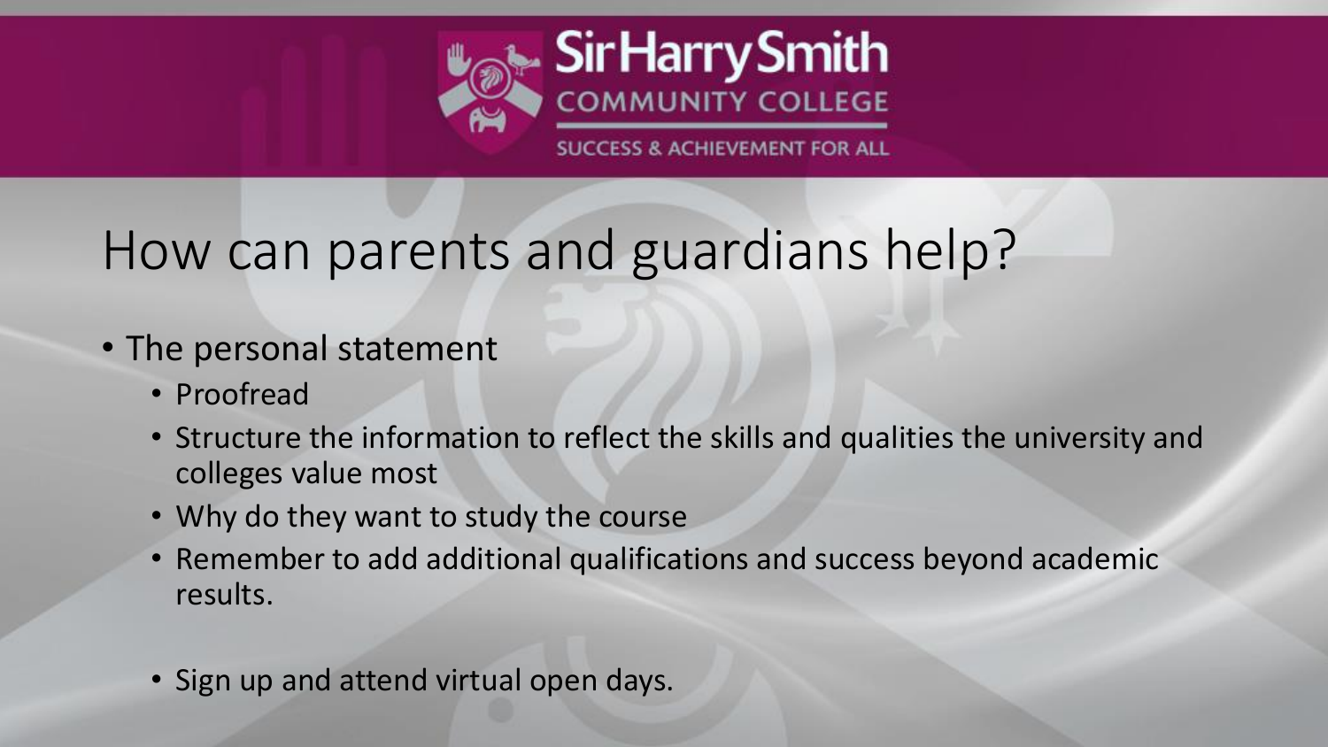Sir Harry Smith Community College

SUCCESS & ACHIEVEMENT FOR ALL

# How can parents and guardians help?

- The personal statement
  - Proofread
  - Structure the information to reflect the skills and qualities the university and colleges value most
  - Why do they want to study the course
  - Remember to add additional qualifications and success beyond academic results.

  - Sign up and attend virtual open days.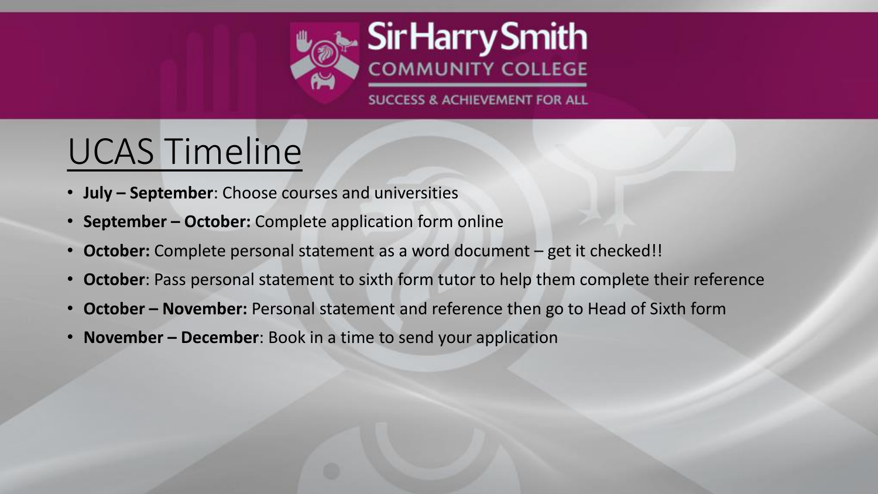# UCAS Timeline

- **July – September**: Choose courses and universities
- **September – October:** Complete application form online
- **October:** Complete personal statement as a word document – get it checked!!
- **October**: Pass personal statement to sixth form tutor to help them complete their reference
- **October – November:** Personal statement and reference then go to Head of Sixth form
- **November – December**: Book in a time to send your application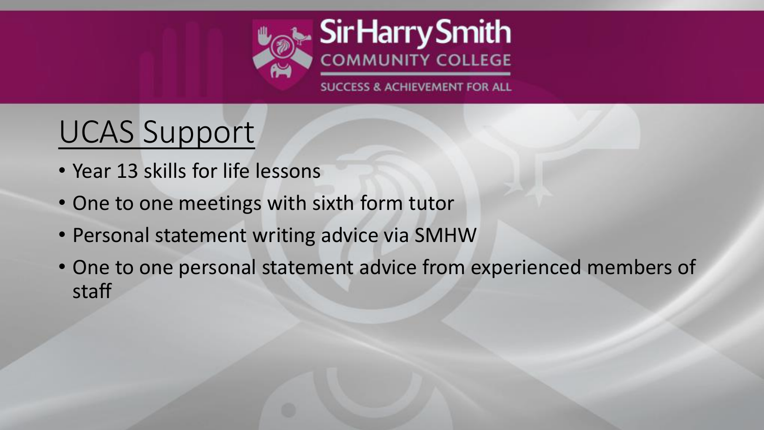# UCAS Support

- Year 13 skills for life lessons
- One to one meetings with sixth form tutor
- Personal statement writing advice via SMHW
- One to one personal statement advice from experienced members of staff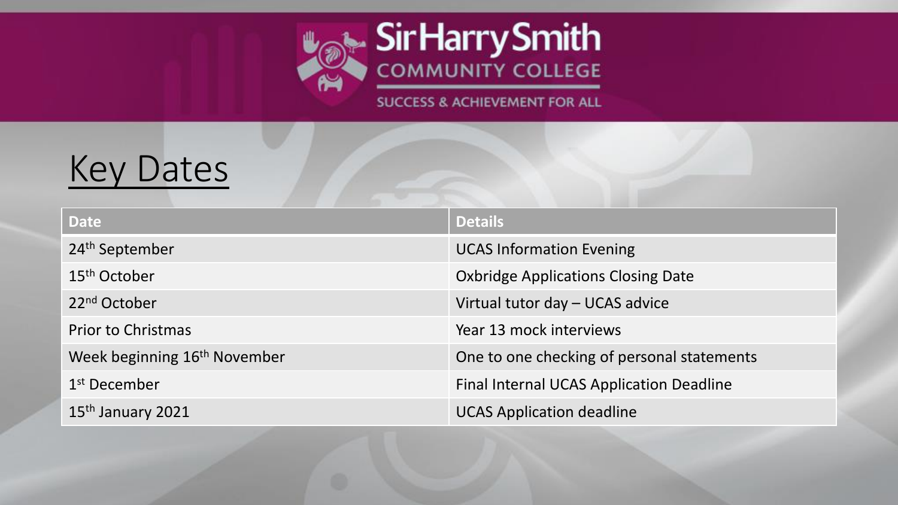# Sir Harry Smith Community College

SUCCESS & ACHIEVEMENT FOR ALL

## Key Dates

| Date | Details |
| --- | --- |
| $24^{th}$ September | UCAS Information Evening |
| $15^{th}$ October | Oxbridge Applications Closing Date |
| $22^{nd}$ October | Virtual tutor day – UCAS advice |
| Prior to Christmas | Year 13 mock interviews |
| Week beginning $16^{th}$ November | One to one checking of personal statements |
| $1^{st}$ December | Final Internal UCAS Application Deadline |
| $15^{th}$ January 2021 | UCAS Application deadline |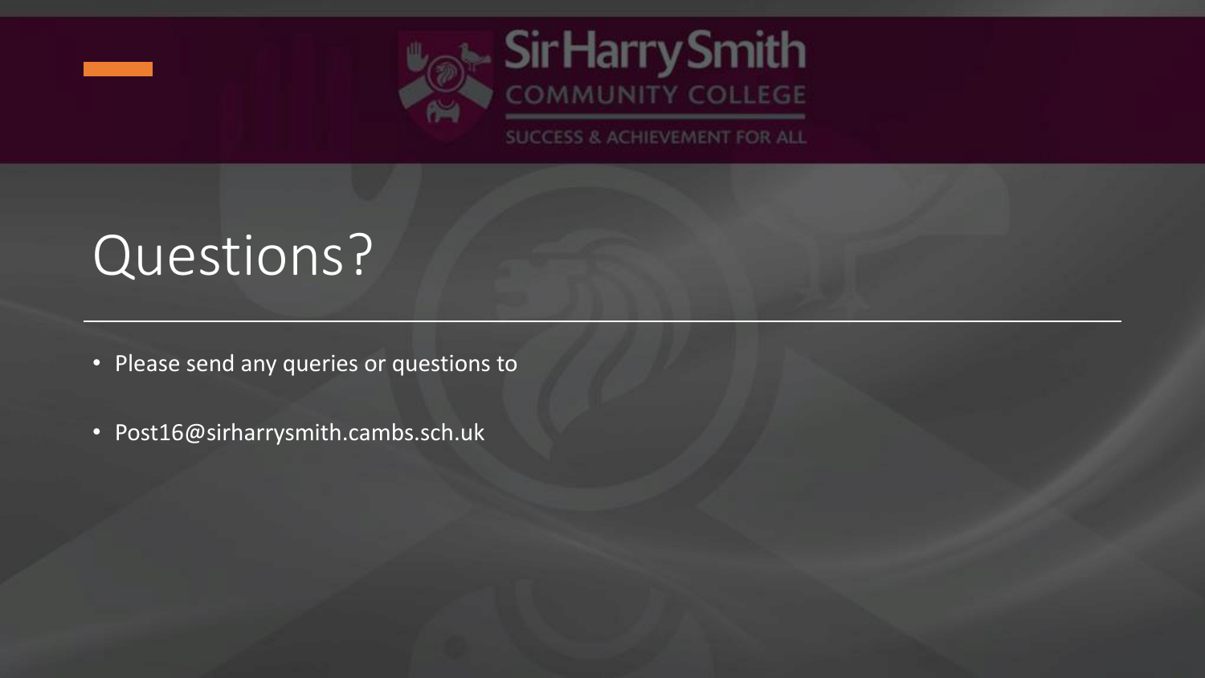# Questions?

- Please send any queries or questions to
- Post16@sirharrysmith.cambs.sch.uk